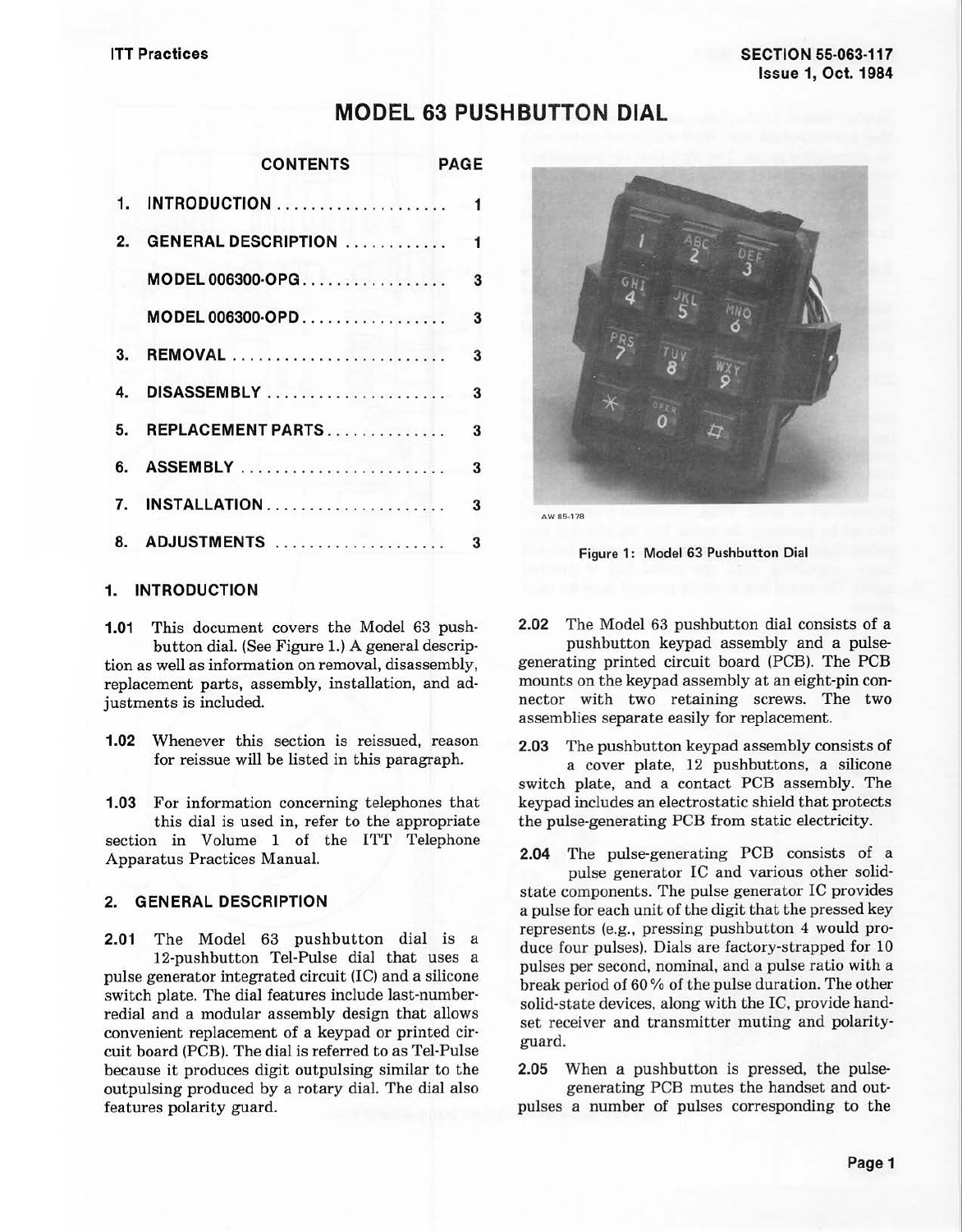ITT Practices

SECTION 55-063-117
Issue 1, Oct. 1984

# MODEL 63 PUSHBUTTON DIAL

| CONTENTS | PAGE |
|---|---|
| 1. INTRODUCTION | 1 |
| 2. GENERAL DESCRIPTION | 1 |
| MODEL 006300-OPG | 3 |
| MODEL 006300-OPD | 3 |
| 3. REMOVAL | 3 |
| 4. DISASSEMBLY | 3 |
| 5. REPLACEMENT PARTS | 3 |
| 6. ASSEMBLY | 3 |
| 7. INSTALLATION | 3 |
| 8. ADJUSTMENTS | 3 |

## 1. INTRODUCTION

**1.01** This document covers the Model 63 pushbutton dial. (See Figure 1.) A general description as well as information on removal, disassembly, replacement parts, assembly, installation, and adjustments is included.

**1.02** Whenever this section is reissued, reason for reissue will be listed in this paragraph.

**1.03** For information concerning telephones that this dial is used in, refer to the appropriate section in Volume 1 of the ITT Telephone Apparatus Practices Manual.

## 2. GENERAL DESCRIPTION

**2.01** The Model 63 pushbutton dial is a 12-pushbutton Tel-Pulse dial that uses a pulse generator integrated circuit (IC) and a silicone switch plate. The dial features include last-number-redial and a modular assembly design that allows convenient replacement of a keypad or printed circuit board (PCB). The dial is referred to as Tel-Pulse because it produces digit outpulsing similar to the outpulsing produced by a rotary dial. The dial also features polarity guard.

AW 85-178

Figure 1: Model 63 Pushbutton Dial

**2.02** The Model 63 pushbutton dial consists of a pushbutton keypad assembly and a pulse-generating printed circuit board (PCB). The PCB mounts on the keypad assembly at an eight-pin connector with two retaining screws. The two assemblies separate easily for replacement.

**2.03** The pushbutton keypad assembly consists of a cover plate, 12 pushbuttons, a silicone switch plate, and a contact PCB assembly. The keypad includes an electrostatic shield that protects the pulse-generating PCB from static electricity.

**2.04** The pulse-generating PCB consists of a pulse generator IC and various other solid-state components. The pulse generator IC provides a pulse for each unit of the digit that the pressed key represents (e.g., pressing pushbutton 4 would produce four pulses). Dials are factory-strapped for 10 pulses per second, nominal, and a pulse ratio with a break period of 60% of the pulse duration. The other solid-state devices, along with the IC, provide handset receiver and transmitter muting and polarity-guard.

**2.05** When a pushbutton is pressed, the pulse-generating PCB mutes the handset and outpulses a number of pulses corresponding to the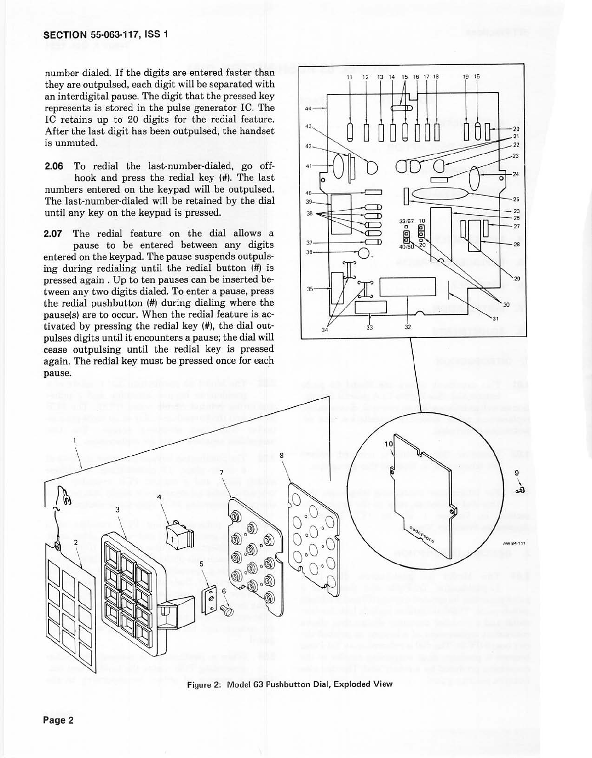number dialed. If the digits are entered faster than they are outpulsed, each digit will be separated with an interdigital pause. The digit that the pressed key represents is stored in the pulse generator IC. The IC retains up to 20 digits for the redial feature. After the last digit has been outpulsed, the handset is unmuted.

**2.06** To redial the last-number-dialed, go off-hook and press the redial key (#). The last numbers entered on the keypad will be outpulsed. The last-number-dialed will be retained by the dial until any key on the keypad is pressed.

**2.07** The redial feature on the dial allows a pause to be entered between any digits entered on the keypad. The pause suspends outpulsing during redialing until the redial button (#) is pressed again . Up to ten pauses can be inserted between any two digits dialed. To enter a pause, press the redial pushbutton (#) during dialing where the pause(s) are to occur. When the redial feature is activated by pressing the redial key (#), the dial outpulses digits until it encounters a pause; the dial will cease outpulsing until the redial key is pressed again. The redial key must be pressed once for each pause.

Figure 2: Model 63 Pushbutton Dial, Exploded View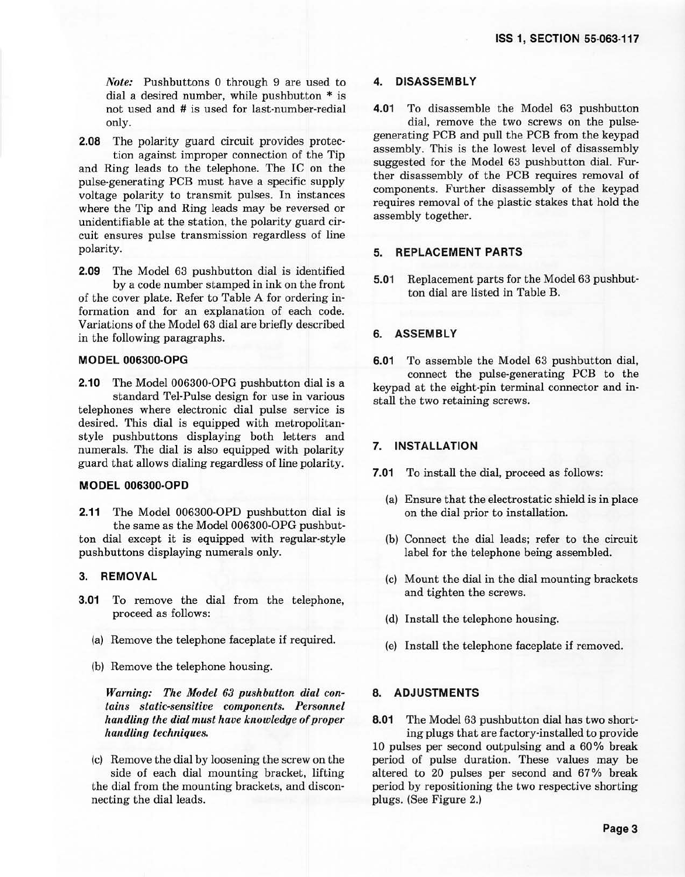*Note:* Pushbuttons 0 through 9 are used to dial a desired number, while pushbutton * is not used and # is used for last-number-redial only.

**2.08** The polarity guard circuit provides protection against improper connection of the Tip and Ring leads to the telephone. The IC on the pulse-generating PCB must have a specific supply voltage polarity to transmit pulses. In instances where the Tip and Ring leads may be reversed or unidentifiable at the station, the polarity guard circuit ensures pulse transmission regardless of line polarity.

**2.09** The Model 63 pushbutton dial is identified by a code number stamped in ink on the front of the cover plate. Refer to Table A for ordering information and for an explanation of each code. Variations of the Model 63 dial are briefly described in the following paragraphs.

### MODEL 006300-OPG

**2.10** The Model 006300-OPG pushbutton dial is a standard Tel-Pulse design for use in various telephones where electronic dial pulse service is desired. This dial is equipped with metropolitan-style pushbuttons displaying both letters and numerals. The dial is also equipped with polarity guard that allows dialing regardless of line polarity.

### MODEL 006300-OPD

**2.11** The Model 006300-OPD pushbutton dial is the same as the Model 006300-OPG pushbutton dial except it is equipped with regular-style pushbuttons displaying numerals only.

## 3. REMOVAL

**3.01** To remove the dial from the telephone, proceed as follows:

(a) Remove the telephone faceplate if required.

(b) Remove the telephone housing.

***Warning:*** ***The Model 63 pushbutton dial contains static-sensitive components. Personnel handling the dial must have knowledge of proper handling techniques.***

(c) Remove the dial by loosening the screw on the side of each dial mounting bracket, lifting the dial from the mounting brackets, and disconnecting the dial leads.

## 4. DISASSEMBLY

**4.01** To disassemble the Model 63 pushbutton dial, remove the two screws on the pulse-generating PCB and pull the PCB from the keypad assembly. This is the lowest level of disassembly suggested for the Model 63 pushbutton dial. Further disassembly of the PCB requires removal of components. Further disassembly of the keypad requires removal of the plastic stakes that hold the assembly together.

## 5. REPLACEMENT PARTS

**5.01** Replacement parts for the Model 63 pushbutton dial are listed in Table B.

## 6. ASSEMBLY

**6.01** To assemble the Model 63 pushbutton dial, connect the pulse-generating PCB to the keypad at the eight-pin terminal connector and install the two retaining screws.

## 7. INSTALLATION

**7.01** To install the dial, proceed as follows:

(a) Ensure that the electrostatic shield is in place on the dial prior to installation.

(b) Connect the dial leads; refer to the circuit label for the telephone being assembled.

(c) Mount the dial in the dial mounting brackets and tighten the screws.

(d) Install the telephone housing.

(e) Install the telephone faceplate if removed.

## 8. ADJUSTMENTS

**8.01** The Model 63 pushbutton dial has two shorting plugs that are factory-installed to provide 10 pulses per second outpulsing and a 60% break period of pulse duration. These values may be altered to 20 pulses per second and 67% break period by repositioning the two respective shorting plugs. (See Figure 2.)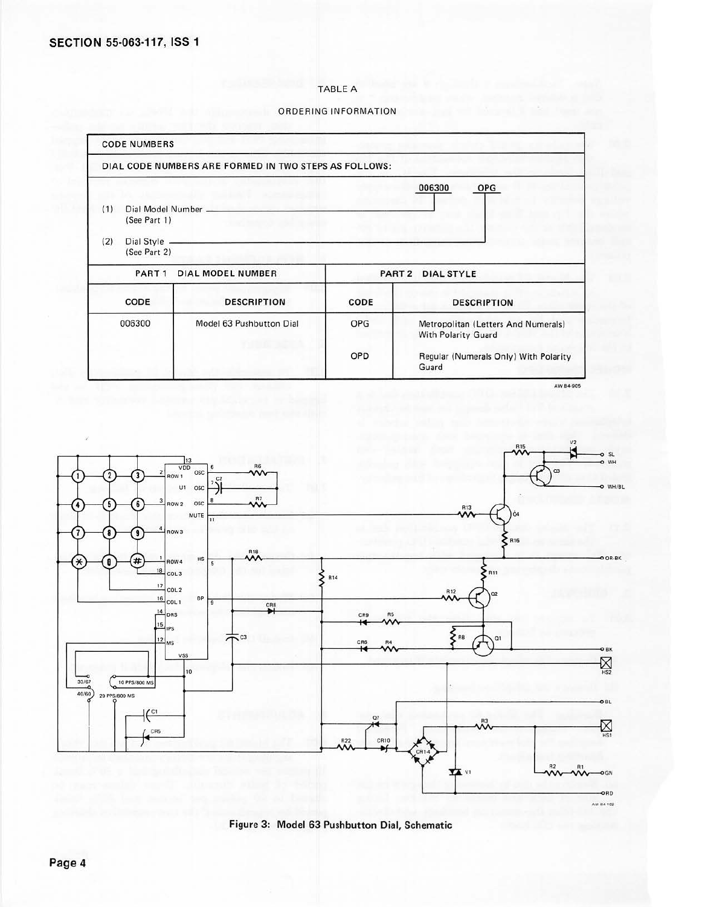TABLE A

ORDERING INFORMATION

| CODE NUMBERS | | | |
|---|---|---|---|
| DIAL CODE NUMBERS ARE FORMED IN TWO STEPS AS FOLLOWS: | | | |
| (1) Dial Model Number (See Part 1) — 006300 | | (2) Dial Style (See Part 2) — OPG | |
| PART 1 DIAL MODEL NUMBER | | PART 2 DIAL STYLE | |
| CODE | DESCRIPTION | CODE | DESCRIPTION |
| 006300 | Model 63 Pushbutton Dial | OPG | Metropolitan (Letters And Numerals) With Polarity Guard |
| | | OPD | Regular (Numerals Only) With Polarity Guard |

AW 84-905

Figure 3: Model 63 Pushbutton Dial, Schematic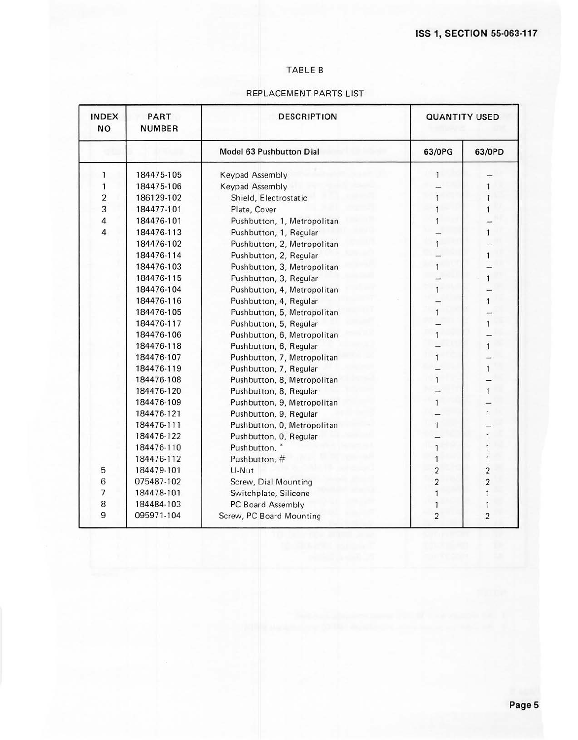TABLE B

REPLACEMENT PARTS LIST

| INDEX NO | PART NUMBER | DESCRIPTION | QUANTITY USED | |
|---|---|---|---|---|
| | | **Model 63 Pushbutton Dial** | **63/0PG** | **63/0PD** |
| 1 | 184475-105 | Keypad Assembly | 1 | — |
| 1 | 184475-106 | Keypad Assembly | — | 1 |
| 2 | 186129-102 | Shield, Electrostatic | 1 | 1 |
| 3 | 184477-101 | Plate, Cover | 1 | 1 |
| 4 | 184476-101 | Pushbutton, 1, Metropolitan | 1 | — |
| 4 | 184476-113 | Pushbutton, 1, Regular | — | 1 |
| | 184476-102 | Pushbutton, 2, Metropolitan | 1 | — |
| | 184476-114 | Pushbutton, 2, Regular | — | 1 |
| | 184476-103 | Pushbutton, 3, Metropolitan | 1 | — |
| | 184476-115 | Pushbutton, 3, Regular | — | 1 |
| | 184476-104 | Pushbutton, 4, Metropolitan | 1 | — |
| | 184476-116 | Pushbutton, 4, Regular | — | 1 |
| | 184476-105 | Pushbutton, 5, Metropolitan | 1 | — |
| | 184476-117 | Pushbutton, 5, Regular | — | 1 |
| | 184476-106 | Pushbutton, 6, Metropolitan | 1 | — |
| | 184476-118 | Pushbutton, 6, Regular | — | 1 |
| | 184476-107 | Pushbutton, 7, Metropolitan | 1 | — |
| | 184476-119 | Pushbutton, 7, Regular | — | 1 |
| | 184476-108 | Pushbutton, 8, Metropolitan | 1 | — |
| | 184476-120 | Pushbutton, 8, Regular | — | 1 |
| | 184476-109 | Pushbutton, 9, Metropolitan | 1 | — |
| | 184476-121 | Pushbutton, 9, Regular | — | 1 |
| | 184476-111 | Pushbutton, 0, Metropolitan | 1 | — |
| | 184476-122 | Pushbutton, 0, Regular | — | 1 |
| | 184476-110 | Pushbutton, * | 1 | 1 |
| | 184476-112 | Pushbutton, # | 1 | 1 |
| 5 | 184479-101 | U-Nut | 2 | 2 |
| 6 | 075487-102 | Screw, Dial Mounting | 2 | 2 |
| 7 | 184478-101 | Switchplate, Silicone | 1 | 1 |
| 8 | 184484-103 | PC Board Assembly | 1 | 1 |
| 9 | 095971-104 | Screw, PC Board Mounting | 2 | 2 |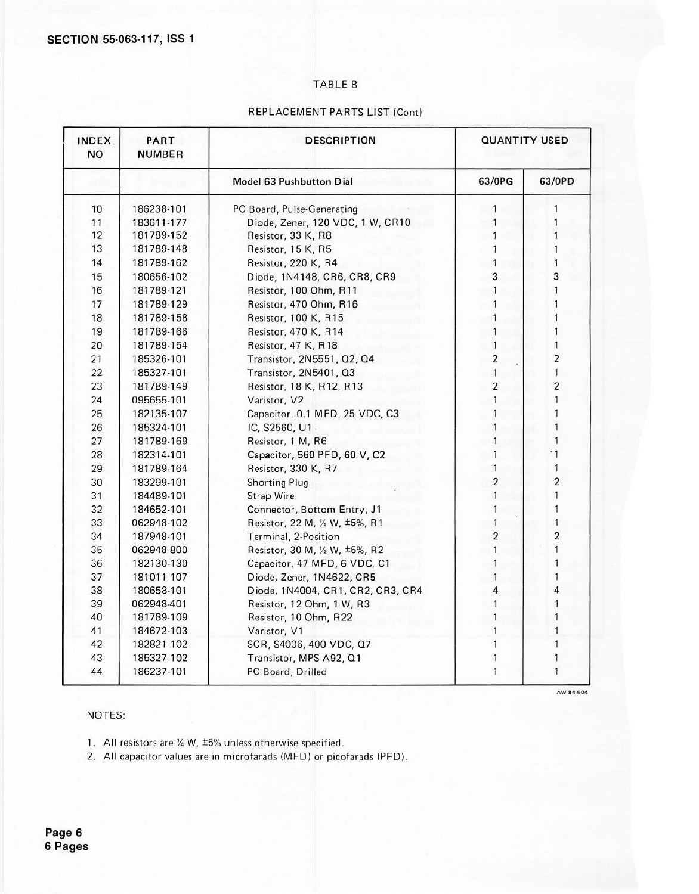TABLE B

REPLACEMENT PARTS LIST (Cont)

| INDEX NO | PART NUMBER | DESCRIPTION | QUANTITY USED | |
|---|---|---|---|---|
| | | **Model 63 Pushbutton Dial** | **63/0PG** | **63/0PD** |
| 10 | 186238-101 | PC Board, Pulse-Generating | 1 | 1 |
| 11 | 183611-177 | Diode, Zener, 120 VDC, 1 W, CR10 | 1 | 1 |
| 12 | 181789-152 | Resistor, 33 K, R8 | 1 | 1 |
| 13 | 181789-148 | Resistor, 15 K, R5 | 1 | 1 |
| 14 | 181789-162 | Resistor, 220 K, R4 | 1 | 1 |
| 15 | 180656-102 | Diode, 1N4148, CR6, CR8, CR9 | 3 | 3 |
| 16 | 181789-121 | Resistor, 100 Ohm, R11 | 1 | 1 |
| 17 | 181789-129 | Resistor, 470 Ohm, R16 | 1 | 1 |
| 18 | 181789-158 | Resistor, 100 K, R15 | 1 | 1 |
| 19 | 181789-166 | Resistor, 470 K, R14 | 1 | 1 |
| 20 | 181789-154 | Resistor, 47 K, R18 | 1 | 1 |
| 21 | 185326-101 | Transistor, 2N5551, Q2, Q4 | 2 | 2 |
| 22 | 185327-101 | Transistor, 2N5401, Q3 | 1 | 1 |
| 23 | 181789-149 | Resistor, 18 K, R12, R13 | 2 | 2 |
| 24 | 095655-101 | Varistor, V2 | 1 | 1 |
| 25 | 182135-107 | Capacitor, 0.1 MFD, 25 VDC, C3 | 1 | 1 |
| 26 | 185324-101 | IC, S2560, U1 | 1 | 1 |
| 27 | 181789-169 | Resistor, 1 M, R6 | 1 | 1 |
| 28 | 182314-101 | Capacitor, 560 PFD, 60 V, C2 | 1 | 1 |
| 29 | 181789-164 | Resistor, 330 K, R7 | 1 | 1 |
| 30 | 183299-101 | Shorting Plug | 2 | 2 |
| 31 | 184489-101 | Strap Wire | 1 | 1 |
| 32 | 184652-101 | Connector, Bottom Entry, J1 | 1 | 1 |
| 33 | 062948-102 | Resistor, 22 M, ½ W, ±5%, R1 | 1 | 1 |
| 34 | 187948-101 | Terminal, 2-Position | 2 | 2 |
| 35 | 062948-800 | Resistor, 30 M, ½ W, ±5%, R2 | 1 | 1 |
| 36 | 182130-130 | Capacitor, 47 MFD, 6 VDC, C1 | 1 | 1 |
| 37 | 181011-107 | Diode, Zener, 1N4622, CR5 | 1 | 1 |
| 38 | 180658-101 | Diode, 1N4004, CR1, CR2, CR3, CR4 | 4 | 4 |
| 39 | 062948-401 | Resistor, 12 Ohm, 1 W, R3 | 1 | 1 |
| 40 | 181789-109 | Resistor, 10 Ohm, R22 | 1 | 1 |
| 41 | 184672-103 | Varistor, V1 | 1 | 1 |
| 42 | 182821-102 | SCR, S4006, 400 VDC, Q7 | 1 | 1 |
| 43 | 185327-102 | Transistor, MPS-A92, Q1 | 1 | 1 |
| 44 | 186237-101 | PC Board, Drilled | 1 | 1 |

AW 84-904

NOTES:

1. All resistors are ¼ W, ±5% unless otherwise specified.
2. All capacitor values are in microfarads (MFD) or picofarads (PFD).